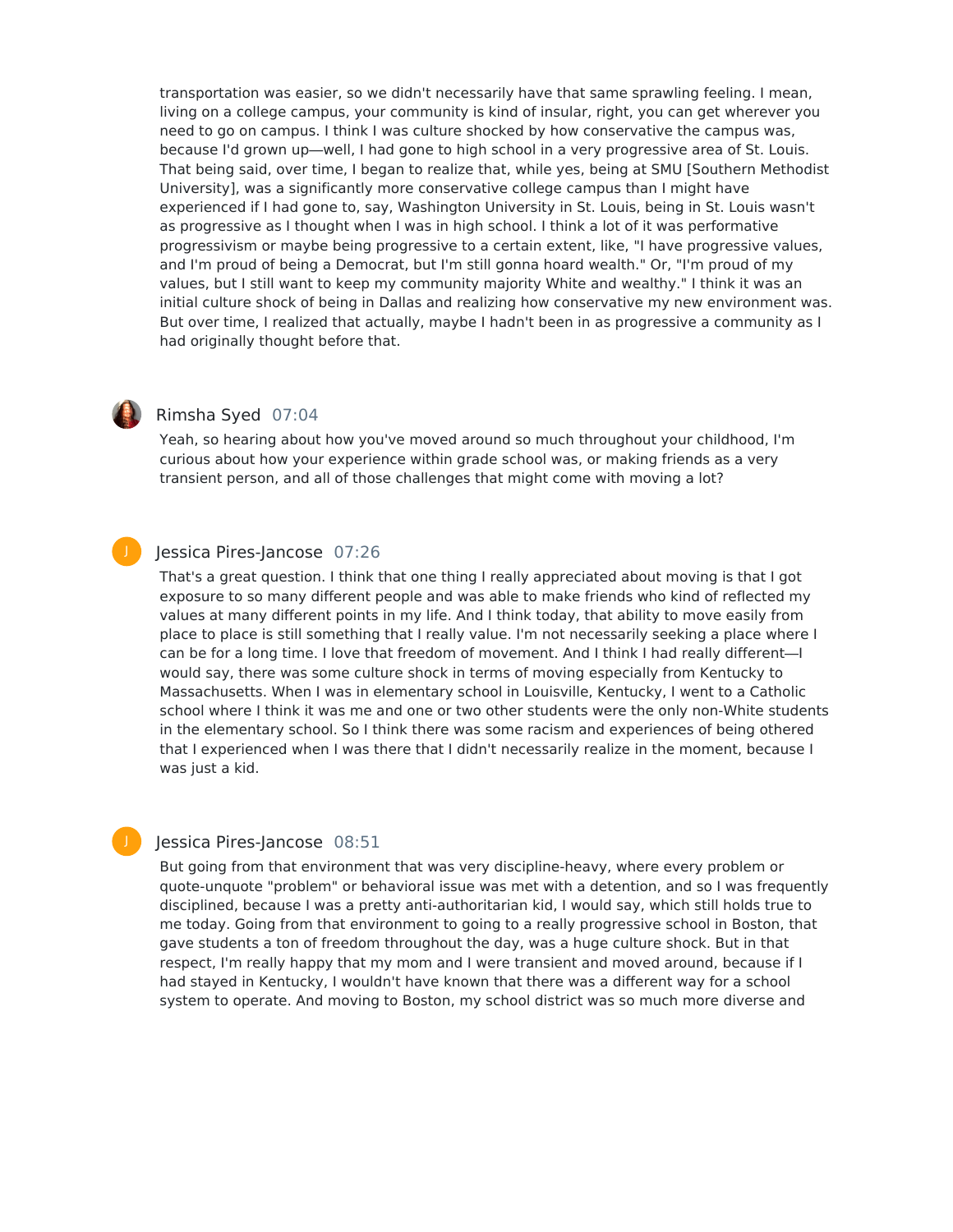transportation was easier, so we didn't necessarily have that same sprawling feeling. I mean, living on a college campus, your community is kind of insular, right, you can get wherever you need to go on campus. I think I was culture shocked by how conservative the campus was, because I'd grown up—well, I had gone to high school in a very progressive area of St. Louis. That being said, over time, I began to realize that, while yes, being at SMU [Southern Methodist University], was a significantly more conservative college campus than I might have experienced if I had gone to, say, Washington University in St. Louis, being in St. Louis wasn't as progressive as I thought when I was in high school. I think a lot of it was performative progressivism or maybe being progressive to a certain extent, like, "I have progressive values, and I'm proud of being a Democrat, but I'm still gonna hoard wealth." Or, "I'm proud of my values, but I still want to keep my community majority White and wealthy." I think it was an initial culture shock of being in Dallas and realizing how conservative my new environment was. But over time, I realized that actually, maybe I hadn't been in as progressive a community as I had originally thought before that.

**Rimsha Syed** 07:04

Yeah, so hearing about how you've moved around so much throughout your childhood, I'm curious about how your experience within grade school was, or making friends as a very transient person, and all of those challenges that might come with moving a lot?

**Jessica Pires-Jancose** 07:26

That's a great question. I think that one thing I really appreciated about moving is that I got exposure to so many different people and was able to make friends who kind of reflected my values at many different points in my life. And I think today, that ability to move easily from place to place is still something that I really value. I'm not necessarily seeking a place where I can be for a long time. I love that freedom of movement. And I think I had really different—I would say, there was some culture shock in terms of moving especially from Kentucky to Massachusetts. When I was in elementary school in Louisville, Kentucky, I went to a Catholic school where I think it was me and one or two other students were the only non-White students in the elementary school. So I think there was some racism and experiences of being othered that I experienced when I was there that I didn't necessarily realize in the moment, because I was just a kid.

**Jessica Pires-Jancose** 08:51

But going from that environment that was very discipline-heavy, where every problem or quote-unquote "problem" or behavioral issue was met with a detention, and so I was frequently disciplined, because I was a pretty anti-authoritarian kid, I would say, which still holds true to me today. Going from that environment to going to a really progressive school in Boston, that gave students a ton of freedom throughout the day, was a huge culture shock. But in that respect, I'm really happy that my mom and I were transient and moved around, because if I had stayed in Kentucky, I wouldn't have known that there was a different way for a school system to operate. And moving to Boston, my school district was so much more diverse and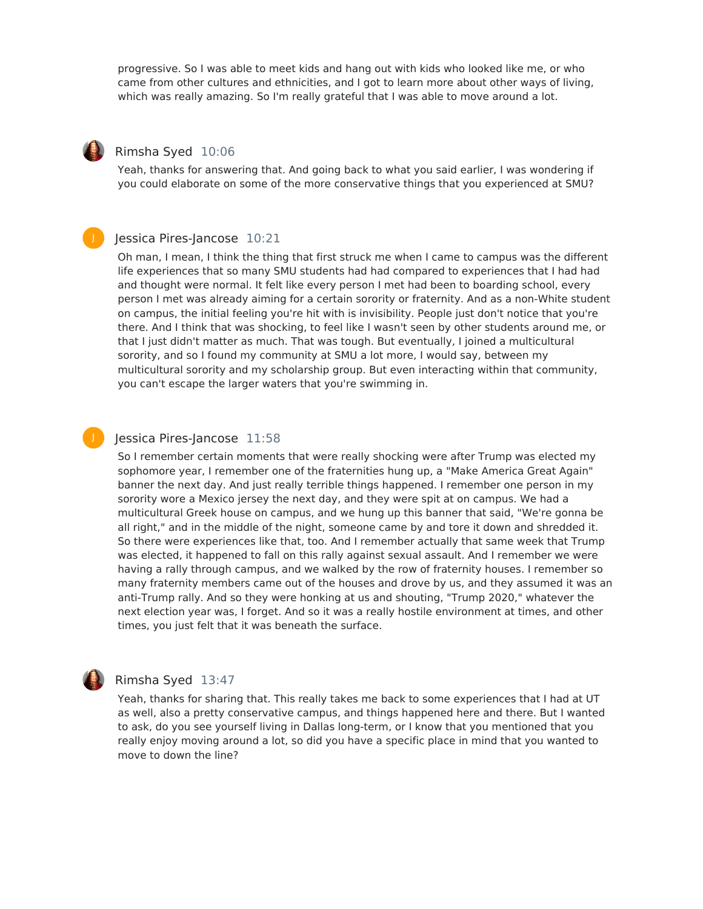progressive. So I was able to meet kids and hang out with kids who looked like me, or who came from other cultures and ethnicities, and I got to learn more about other ways of living, which was really amazing. So I'm really grateful that I was able to move around a lot.

Rimsha Syed 10:06

Yeah, thanks for answering that. And going back to what you said earlier, I was wondering if you could elaborate on some of the more conservative things that you experienced at SMU?

Jessica Pires-Jancose 10:21

Oh man, I mean, I think the thing that first struck me when I came to campus was the different life experiences that so many SMU students had had compared to experiences that I had had and thought were normal. It felt like every person I met had been to boarding school, every person I met was already aiming for a certain sorority or fraternity. And as a non-White student on campus, the initial feeling you're hit with is invisibility. People just don't notice that you're there. And I think that was shocking, to feel like I wasn't seen by other students around me, or that I just didn't matter as much. That was tough. But eventually, I joined a multicultural sorority, and so I found my community at SMU a lot more, I would say, between my multicultural sorority and my scholarship group. But even interacting within that community, you can't escape the larger waters that you're swimming in.

Jessica Pires-Jancose 11:58

So I remember certain moments that were really shocking were after Trump was elected my sophomore year, I remember one of the fraternities hung up, a "Make America Great Again" banner the next day. And just really terrible things happened. I remember one person in my sorority wore a Mexico jersey the next day, and they were spit at on campus. We had a multicultural Greek house on campus, and we hung up this banner that said, "We're gonna be all right," and in the middle of the night, someone came by and tore it down and shredded it. So there were experiences like that, too. And I remember actually that same week that Trump was elected, it happened to fall on this rally against sexual assault. And I remember we were having a rally through campus, and we walked by the row of fraternity houses. I remember so many fraternity members came out of the houses and drove by us, and they assumed it was an anti-Trump rally. And so they were honking at us and shouting, "Trump 2020," whatever the next election year was, I forget. And so it was a really hostile environment at times, and other times, you just felt that it was beneath the surface.

Rimsha Syed 13:47

Yeah, thanks for sharing that. This really takes me back to some experiences that I had at UT as well, also a pretty conservative campus, and things happened here and there. But I wanted to ask, do you see yourself living in Dallas long-term, or I know that you mentioned that you really enjoy moving around a lot, so did you have a specific place in mind that you wanted to move to down the line?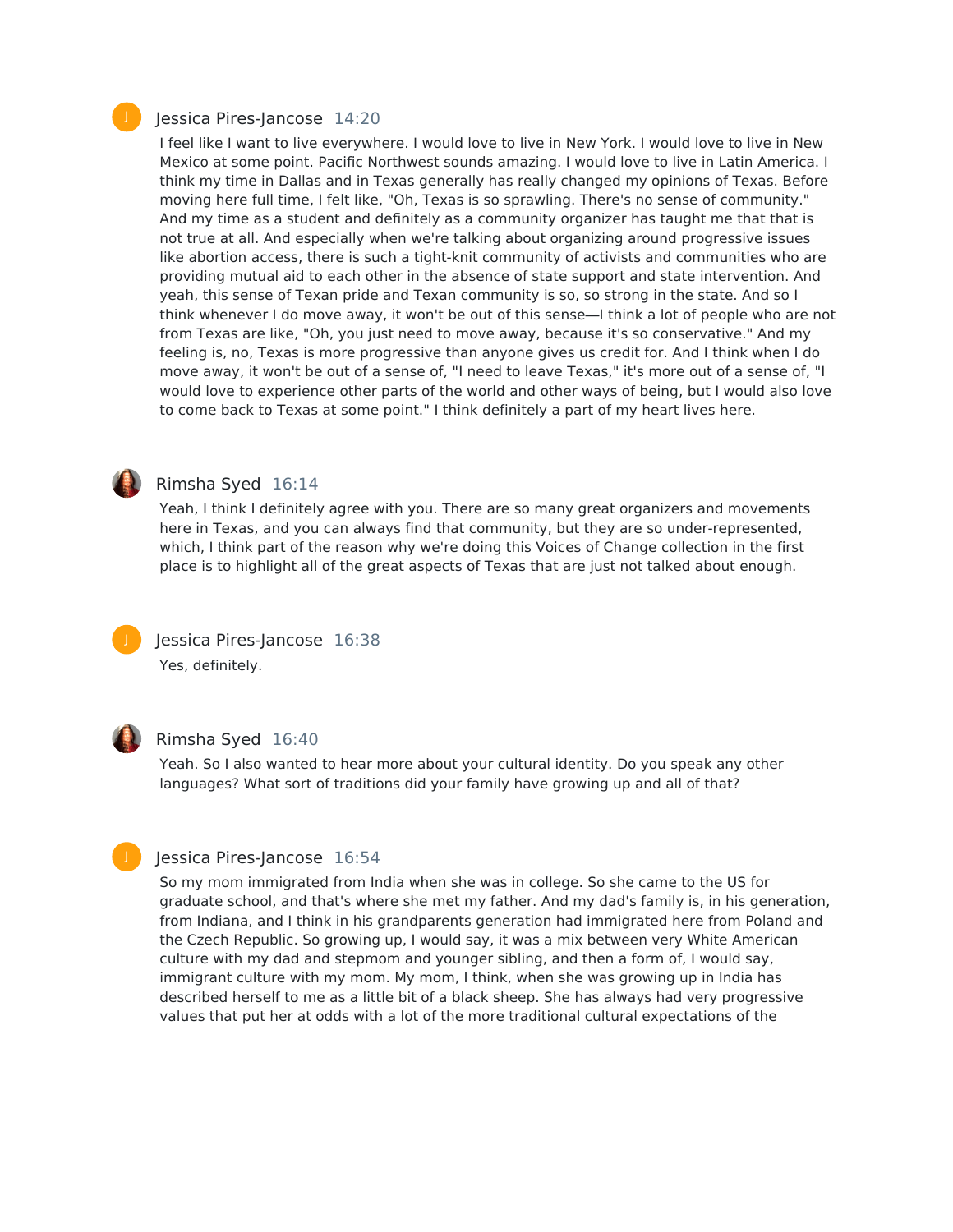Jessica Pires-Jancose 14:20

I feel like I want to live everywhere. I would love to live in New York. I would love to live in New Mexico at some point. Pacific Northwest sounds amazing. I would love to live in Latin America. I think my time in Dallas and in Texas generally has really changed my opinions of Texas. Before moving here full time, I felt like, "Oh, Texas is so sprawling. There's no sense of community." And my time as a student and definitely as a community organizer has taught me that that is not true at all. And especially when we're talking about organizing around progressive issues like abortion access, there is such a tight-knit community of activists and communities who are providing mutual aid to each other in the absence of state support and state intervention. And yeah, this sense of Texan pride and Texan community is so, so strong in the state. And so I think whenever I do move away, it won't be out of this sense—I think a lot of people who are not from Texas are like, "Oh, you just need to move away, because it's so conservative." And my feeling is, no, Texas is more progressive than anyone gives us credit for. And I think when I do move away, it won't be out of a sense of, "I need to leave Texas," it's more out of a sense of, "I would love to experience other parts of the world and other ways of being, but I would also love to come back to Texas at some point." I think definitely a part of my heart lives here.

Rimsha Syed 16:14

Yeah, I think I definitely agree with you. There are so many great organizers and movements here in Texas, and you can always find that community, but they are so under-represented, which, I think part of the reason why we're doing this Voices of Change collection in the first place is to highlight all of the great aspects of Texas that are just not talked about enough.

Jessica Pires-Jancose 16:38

Yes, definitely.

Rimsha Syed 16:40

Yeah. So I also wanted to hear more about your cultural identity. Do you speak any other languages? What sort of traditions did your family have growing up and all of that?

Jessica Pires-Jancose 16:54

So my mom immigrated from India when she was in college. So she came to the US for graduate school, and that's where she met my father. And my dad's family is, in his generation, from Indiana, and I think in his grandparents generation had immigrated here from Poland and the Czech Republic. So growing up, I would say, it was a mix between very White American culture with my dad and stepmom and younger sibling, and then a form of, I would say, immigrant culture with my mom. My mom, I think, when she was growing up in India has described herself to me as a little bit of a black sheep. She has always had very progressive values that put her at odds with a lot of the more traditional cultural expectations of the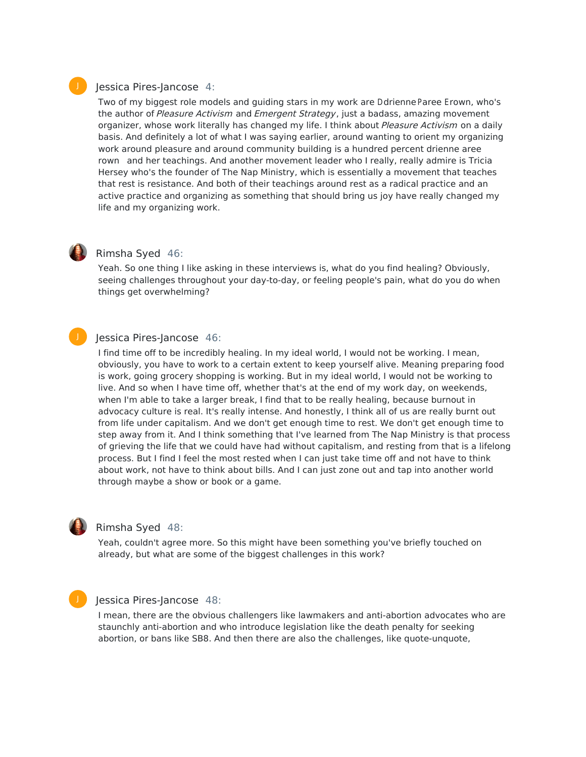Jessica Pires-Jancose 4:

Two of my biggest role models and guiding stars in my work are Ddrienne Paree Erown, who's the author of *Pleasure Activism* and *Emergent Strategy*, just a badass, amazing movement organizer, whose work literally has changed my life. I think about *Pleasure Activism* on a daily basis. And definitely a lot of what I was saying earlier, around wanting to orient my organizing work around pleasure and around community building is a hundred percent drienne aree rown and her teachings. And another movement leader who I really, really admire is Tricia Hersey who's the founder of The Nap Ministry, which is essentially a movement that teaches that rest is resistance. And both of their teachings around rest as a radical practice and an active practice and organizing as something that should bring us joy have really changed my life and my organizing work.

Rimsha Syed 46:

Yeah. So one thing I like asking in these interviews is, what do you find healing? Obviously, seeing challenges throughout your day-to-day, or feeling people's pain, what do you do when things get overwhelming?

Jessica Pires-Jancose 46:

I find time off to be incredibly healing. In my ideal world, I would not be working. I mean, obviously, you have to work to a certain extent to keep yourself alive. Meaning preparing food is work, going grocery shopping is working. But in my ideal world, I would not be working to live. And so when I have time off, whether that's at the end of my work day, on weekends, when I'm able to take a larger break, I find that to be really healing, because burnout in advocacy culture is real. It's really intense. And honestly, I think all of us are really burnt out from life under capitalism. And we don't get enough time to rest. We don't get enough time to step away from it. And I think something that I've learned from The Nap Ministry is that process of grieving the life that we could have had without capitalism, and resting from that is a lifelong process. But I find I feel the most rested when I can just take time off and not have to think about work, not have to think about bills. And I can just zone out and tap into another world through maybe a show or book or a game.

Rimsha Syed 48:

Yeah, couldn't agree more. So this might have been something you've briefly touched on already, but what are some of the biggest challenges in this work?

Jessica Pires-Jancose 48:

I mean, there are the obvious challengers like lawmakers and anti-abortion advocates who are staunchly anti-abortion and who introduce legislation like the death penalty for seeking abortion, or bans like SB8. And then there are also the challenges, like quote-unquote,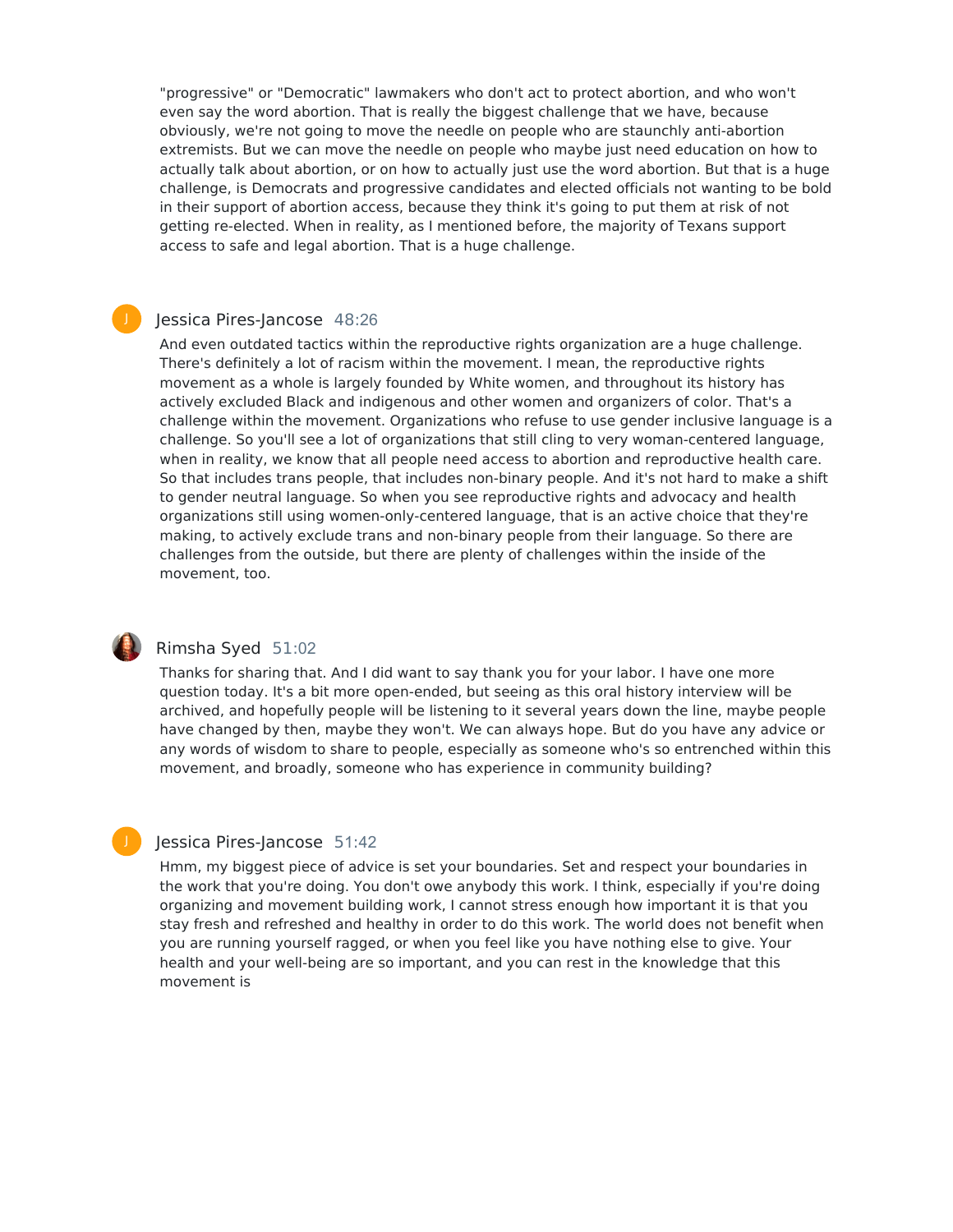"progressive" or "Democratic" lawmakers who don't act to protect abortion, and who won't even say the word abortion. That is really the biggest challenge that we have, because obviously, we're not going to move the needle on people who are staunchly anti-abortion extremists. But we can move the needle on people who maybe just need education on how to actually talk about abortion, or on how to actually just use the word abortion. But that is a huge challenge, is Democrats and progressive candidates and elected officials not wanting to be bold in their support of abortion access, because they think it's going to put them at risk of not getting re-elected. When in reality, as I mentioned before, the majority of Texans support access to safe and legal abortion. That is a huge challenge.

**Jessica Pires-Jancose** 48:26

And even outdated tactics within the reproductive rights organization are a huge challenge. There's definitely a lot of racism within the movement. I mean, the reproductive rights movement as a whole is largely founded by White women, and throughout its history has actively excluded Black and indigenous and other women and organizers of color. That's a challenge within the movement. Organizations who refuse to use gender inclusive language is a challenge. So you'll see a lot of organizations that still cling to very woman-centered language, when in reality, we know that all people need access to abortion and reproductive health care. So that includes trans people, that includes non-binary people. And it's not hard to make a shift to gender neutral language. So when you see reproductive rights and advocacy and health organizations still using women-only-centered language, that is an active choice that they're making, to actively exclude trans and non-binary people from their language. So there are challenges from the outside, but there are plenty of challenges within the inside of the movement, too.

**Rimsha Syed** 51:02

Thanks for sharing that. And I did want to say thank you for your labor. I have one more question today. It's a bit more open-ended, but seeing as this oral history interview will be archived, and hopefully people will be listening to it several years down the line, maybe people have changed by then, maybe they won't. We can always hope. But do you have any advice or any words of wisdom to share to people, especially as someone who's so entrenched within this movement, and broadly, someone who has experience in community building?

**Jessica Pires-Jancose** 51:42

Hmm, my biggest piece of advice is set your boundaries. Set and respect your boundaries in the work that you're doing. You don't owe anybody this work. I think, especially if you're doing organizing and movement building work, I cannot stress enough how important it is that you stay fresh and refreshed and healthy in order to do this work. The world does not benefit when you are running yourself ragged, or when you feel like you have nothing else to give. Your health and your well-being are so important, and you can rest in the knowledge that this movement is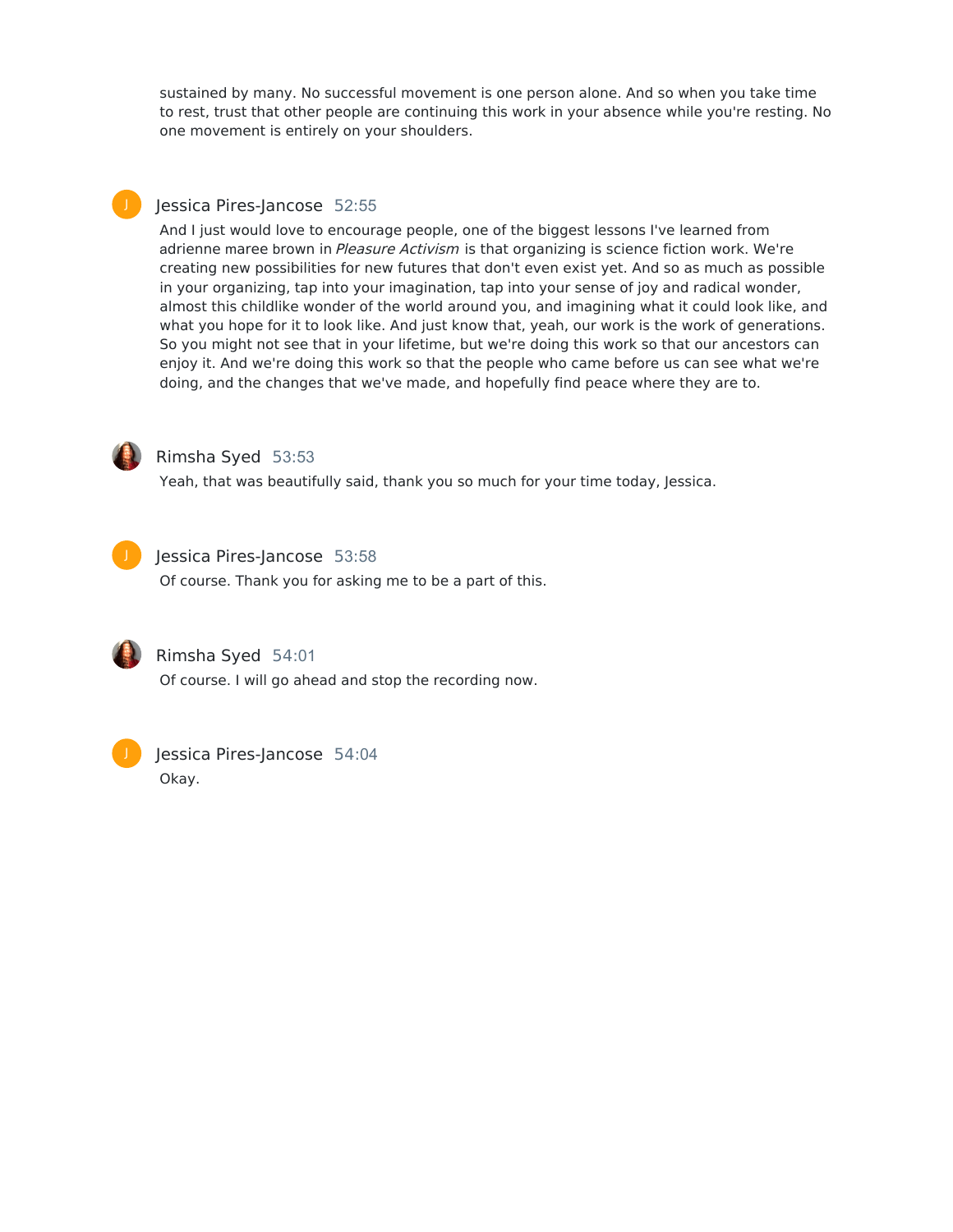sustained by many. No successful movement is one person alone. And so when you take time to rest, trust that other people are continuing this work in your absence while you're resting. No one movement is entirely on your shoulders.

**Jessica Pires-Jancose** 52:55

And I just would love to encourage people, one of the biggest lessons I've learned from adrienne maree brown in *Pleasure Activism* is that organizing is science fiction work. We're creating new possibilities for new futures that don't even exist yet. And so as much as possible in your organizing, tap into your imagination, tap into your sense of joy and radical wonder, almost this childlike wonder of the world around you, and imagining what it could look like, and what you hope for it to look like. And just know that, yeah, our work is the work of generations. So you might not see that in your lifetime, but we're doing this work so that our ancestors can enjoy it. And we're doing this work so that the people who came before us can see what we're doing, and the changes that we've made, and hopefully find peace where they are to.

**Rimsha Syed** 53:53

Yeah, that was beautifully said, thank you so much for your time today, Jessica.

**Jessica Pires-Jancose** 53:58

Of course. Thank you for asking me to be a part of this.

**Rimsha Syed** 54:01

Of course. I will go ahead and stop the recording now.

**Jessica Pires-Jancose** 54:04

Okay.